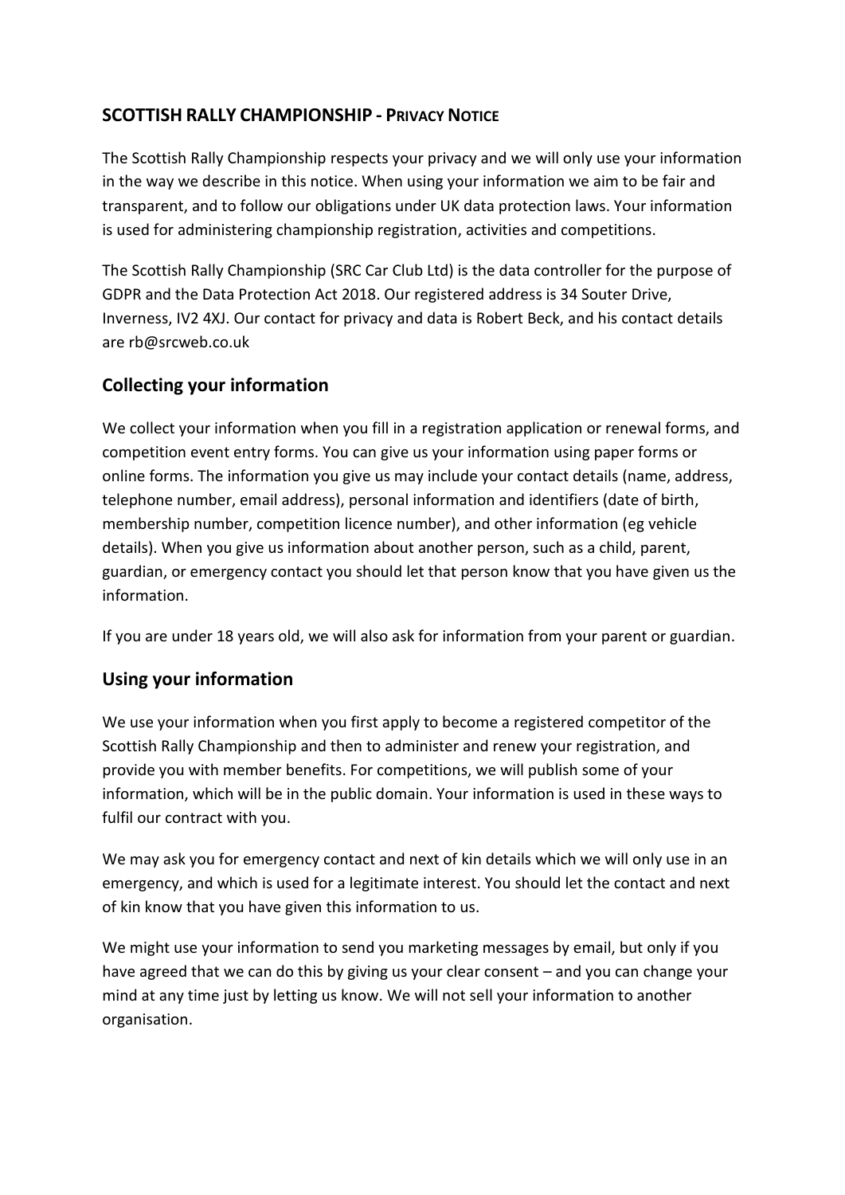## SCOTTISH RALLY CHAMPIONSHIP - PRIVACY NOTICE

The Scottish Rally Championship respects your privacy and we will only use your information in the way we describe in this notice. When using your information we aim to be fair and transparent, and to follow our obligations under UK data protection laws. Your information is used for administering championship registration, activities and competitions.

The Scottish Rally Championship (SRC Car Club Ltd) is the data controller for the purpose of GDPR and the Data Protection Act 2018. Our registered address is 34 Souter Drive, Inverness, IV2 4XJ. Our contact for privacy and data is Robert Beck, and his contact details are rb@srcweb.co.uk

## Collecting your information

We collect your information when you fill in a registration application or renewal forms, and competition event entry forms. You can give us your information using paper forms or online forms. The information you give us may include your contact details (name, address, telephone number, email address), personal information and identifiers (date of birth, membership number, competition licence number), and other information (eg vehicle details). When you give us information about another person, such as a child, parent, guardian, or emergency contact you should let that person know that you have given us the information.

If you are under 18 years old, we will also ask for information from your parent or guardian.

## Using your information

We use your information when you first apply to become a registered competitor of the Scottish Rally Championship and then to administer and renew your registration, and provide you with member benefits. For competitions, we will publish some of your information, which will be in the public domain. Your information is used in these ways to fulfil our contract with you.

We may ask you for emergency contact and next of kin details which we will only use in an emergency, and which is used for a legitimate interest. You should let the contact and next of kin know that you have given this information to us.

We might use your information to send you marketing messages by email, but only if you have agreed that we can do this by giving us your clear consent – and you can change your mind at any time just by letting us know. We will not sell your information to another organisation.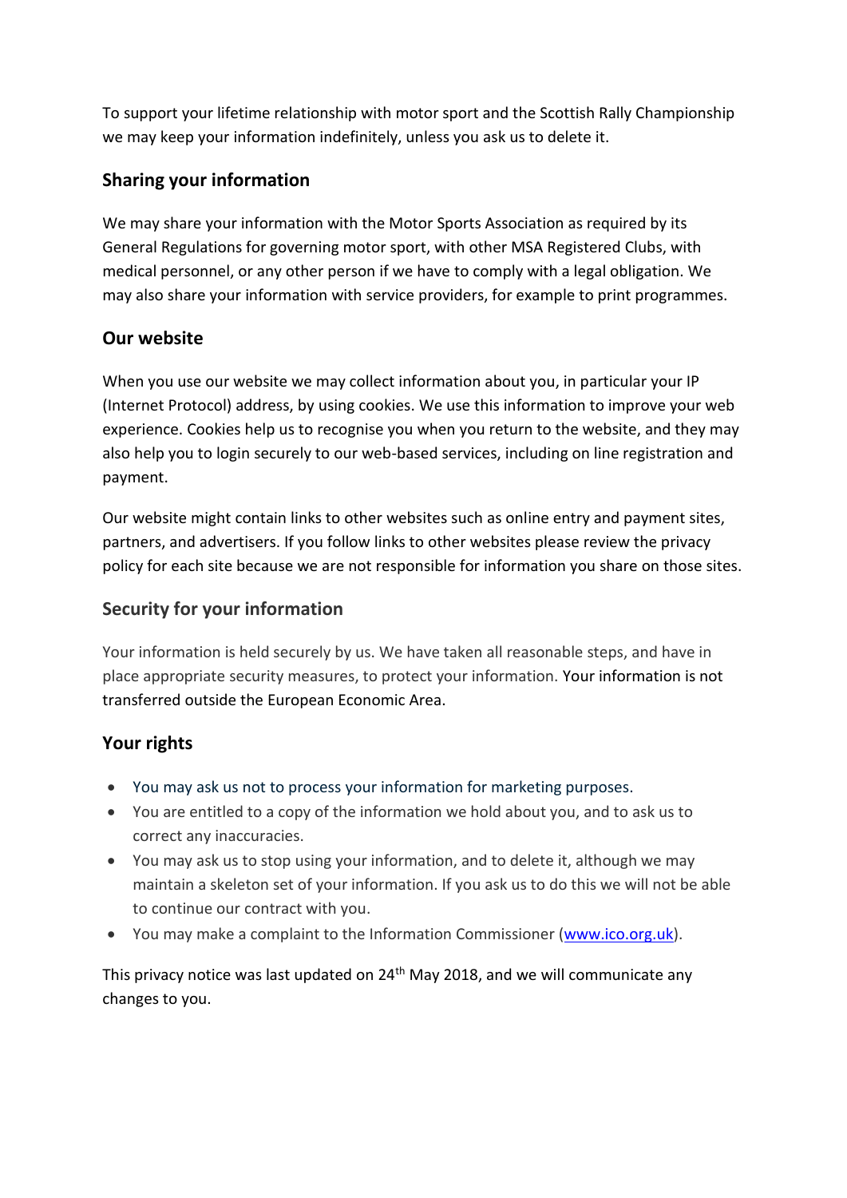To support your lifetime relationship with motor sport and the Scottish Rally Championship we may keep your information indefinitely, unless you ask us to delete it.

## Sharing your information

We may share your information with the Motor Sports Association as required by its General Regulations for governing motor sport, with other MSA Registered Clubs, with medical personnel, or any other person if we have to comply with a legal obligation. We may also share your information with service providers, for example to print programmes.

## Our website

When you use our website we may collect information about you, in particular your IP (Internet Protocol) address, by using cookies. We use this information to improve your web experience. Cookies help us to recognise you when you return to the website, and they may also help you to login securely to our web-based services, including on line registration and payment.

Our website might contain links to other websites such as online entry and payment sites, partners, and advertisers. If you follow links to other websites please review the privacy policy for each site because we are not responsible for information you share on those sites.

## Security for your information

Your information is held securely by us. We have taken all reasonable steps, and have in place appropriate security measures, to protect your information. Your information is not transferred outside the European Economic Area.

## Your rights

- You may ask us not to process your information for marketing purposes.
- You are entitled to a copy of the information we hold about you, and to ask us to correct any inaccuracies.
- You may ask us to stop using your information, and to delete it, although we may maintain a skeleton set of your information. If you ask us to do this we will not be able to continue our contract with you.
- You may make a complaint to the Information Commissioner ([www.ico.org.uk](http://www.ico.org.uk)).

This privacy notice was last updated on 24th May 2018, and we will communicate any changes to you.